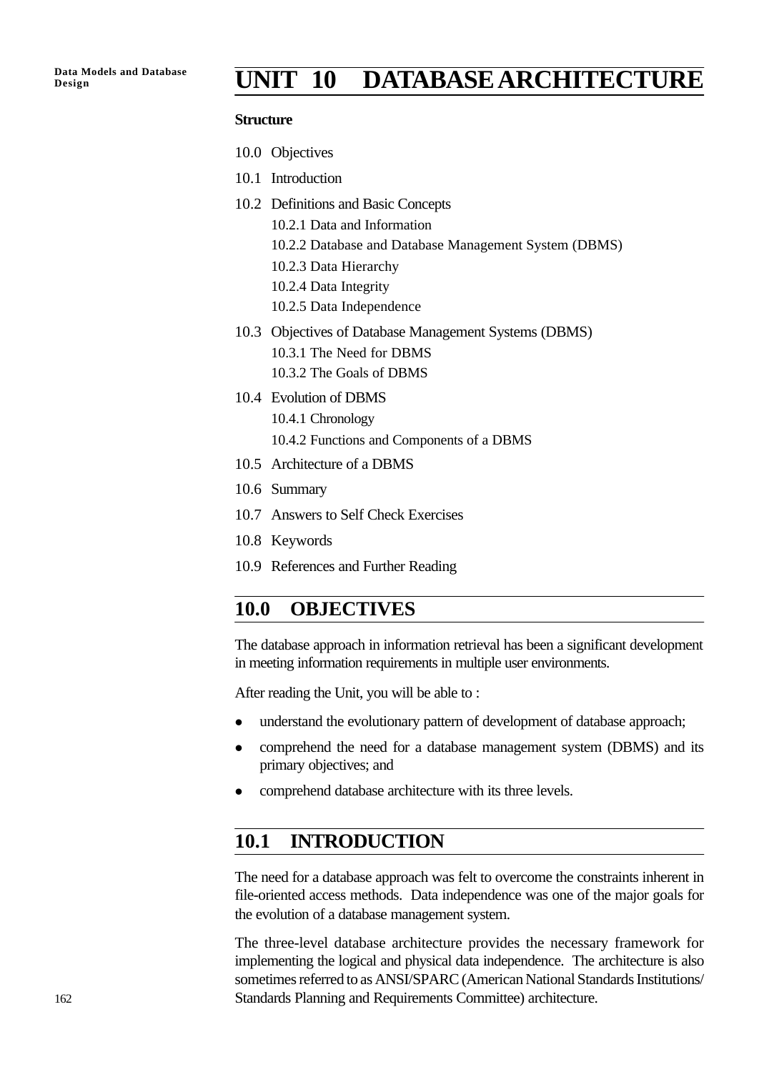# UNIT 10 DATABASE ARCHITECTURE

**Structure**

10.0 Objectives

10.1 Introduction

10.2 Definitions and Basic Concepts

- 10.2.1 Data and Information
- 10.2.2 Database and Database Management System (DBMS)
- 10.2.3 Data Hierarchy
- 10.2.4 Data Integrity
- 10.2.5 Data Independence

10.3 Objectives of Database Management Systems (DBMS)

- 10.3.1 The Need for DBMS
- 10.3.2 The Goals of DBMS

10.4 Evolution of DBMS

- 10.4.1 Chronology
- 10.4.2 Functions and Components of a DBMS

10.5 Architecture of a DBMS

10.6 Summary

10.7 Answers to Self Check Exercises

10.8 Keywords

10.9 References and Further Reading

## 10.0 OBJECTIVES

The database approach in information retrieval has been a significant development in meeting information requirements in multiple user environments.

After reading the Unit, you will be able to :

- understand the evolutionary pattern of development of database approach;
- comprehend the need for a database management system (DBMS) and its primary objectives; and
- comprehend database architecture with its three levels.

## 10.1 INTRODUCTION

The need for a database approach was felt to overcome the constraints inherent in file-oriented access methods. Data independence was one of the major goals for the evolution of a database management system.

The three-level database architecture provides the necessary framework for implementing the logical and physical data independence. The architecture is also sometimes referred to as ANSI/SPARC (American National Standards Institutions/ Standards Planning and Requirements Committee) architecture.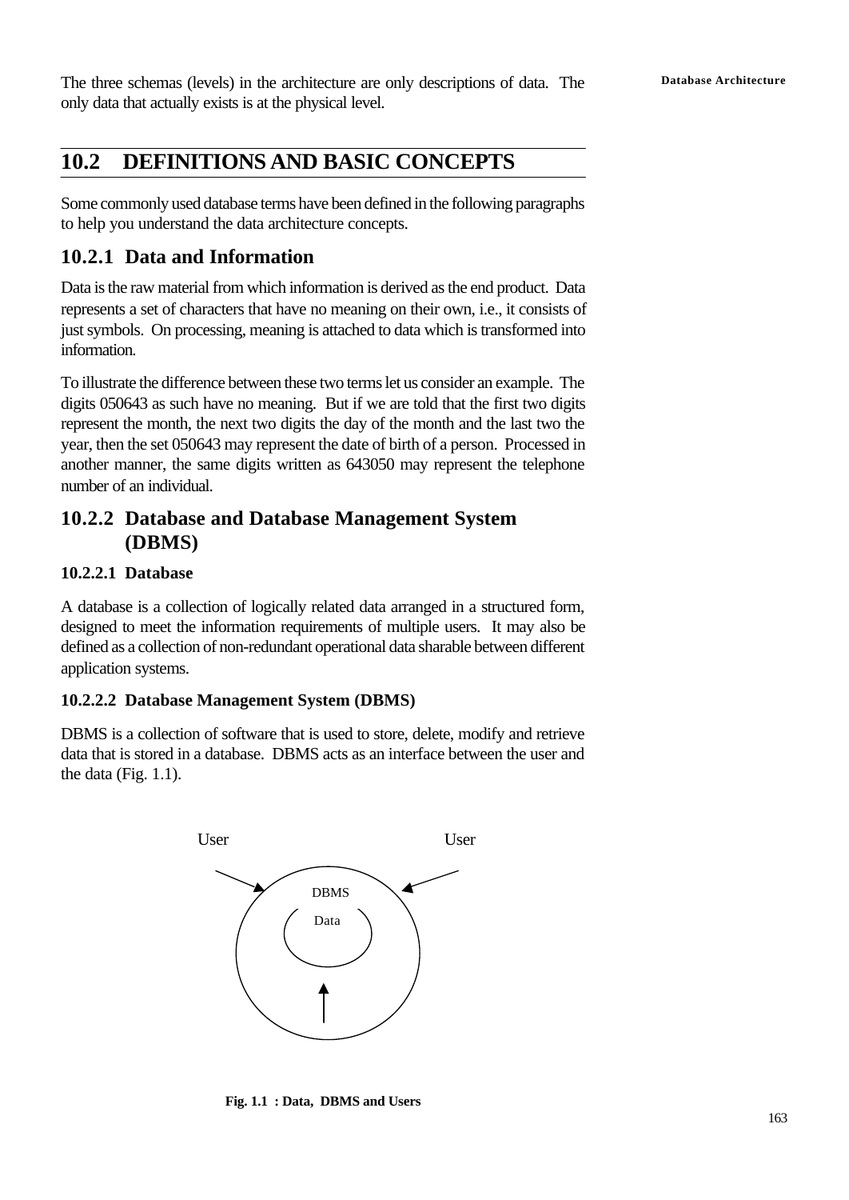The three schemas (levels) in the architecture are only descriptions of data. The only data that actually exists is at the physical level.

## 10.2 DEFINITIONS AND BASIC CONCEPTS

Some commonly used database terms have been defined in the following paragraphs to help you understand the data architecture concepts.

### 10.2.1 Data and Information

Data is the raw material from which information is derived as the end product. Data represents a set of characters that have no meaning on their own, i.e., it consists of just symbols. On processing, meaning is attached to data which is transformed into information.

To illustrate the difference between these two terms let us consider an example. The digits 050643 as such have no meaning. But if we are told that the first two digits represent the month, the next two digits the day of the month and the last two the year, then the set 050643 may represent the date of birth of a person. Processed in another manner, the same digits written as 643050 may represent the telephone number of an individual.

### 10.2.2 Database and Database Management System (DBMS)

#### 10.2.2.1 Database

A database is a collection of logically related data arranged in a structured form, designed to meet the information requirements of multiple users. It may also be defined as a collection of non-redundant operational data sharable between different application systems.

#### 10.2.2.2 Database Management System (DBMS)

DBMS is a collection of software that is used to store, delete, modify and retrieve data that is stored in a database. DBMS acts as an interface between the user and the data (Fig. 1.1).

User User

DBMS

Data

**Fig. 1.1 : Data, DBMS and Users**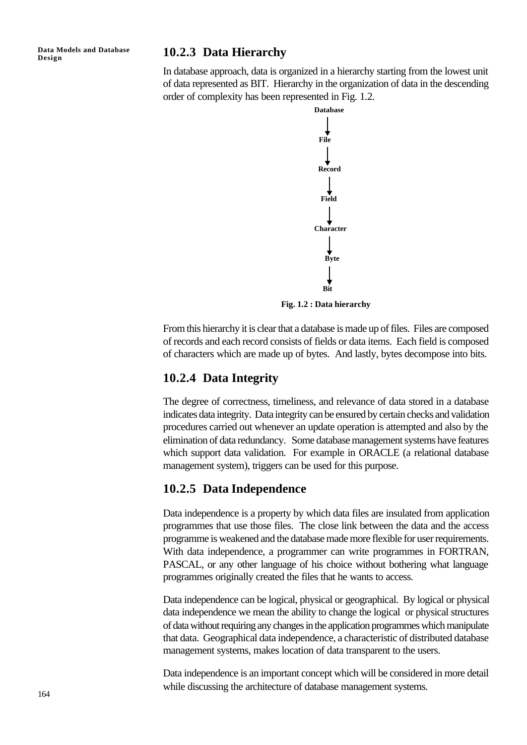### 10.2.3 Data Hierarchy

In database approach, data is organized in a hierarchy starting from the lowest unit of data represented as BIT. Hierarchy in the organization of data in the descending order of complexity has been represented in Fig. 1.2.

**Database**

↓

**File**

↓

**Record**

↓

**Field**

↓

**Character**

↓

**Byte**

↓

**Bit**

**Fig. 1.2 : Data hierarchy**

From this hierarchy it is clear that a database is made up of files. Files are composed of records and each record consists of fields or data items. Each field is composed of characters which are made up of bytes. And lastly, bytes decompose into bits.

### 10.2.4 Data Integrity

The degree of correctness, timeliness, and relevance of data stored in a database indicates data integrity. Data integrity can be ensured by certain checks and validation procedures carried out whenever an update operation is attempted and also by the elimination of data redundancy. Some database management systems have features which support data validation. For example in ORACLE (a relational database management system), triggers can be used for this purpose.

### 10.2.5 Data Independence

Data independence is a property by which data files are insulated from application programmes that use those files. The close link between the data and the access programme is weakened and the database made more flexible for user requirements. With data independence, a programmer can write programmes in FORTRAN, PASCAL, or any other language of his choice without bothering what language programmes originally created the files that he wants to access.

Data independence can be logical, physical or geographical. By logical or physical data independence we mean the ability to change the logical or physical structures of data without requiring any changes in the application programmes which manipulate that data. Geographical data independence, a characteristic of distributed database management systems, makes location of data transparent to the users.

Data independence is an important concept which will be considered in more detail while discussing the architecture of database management systems.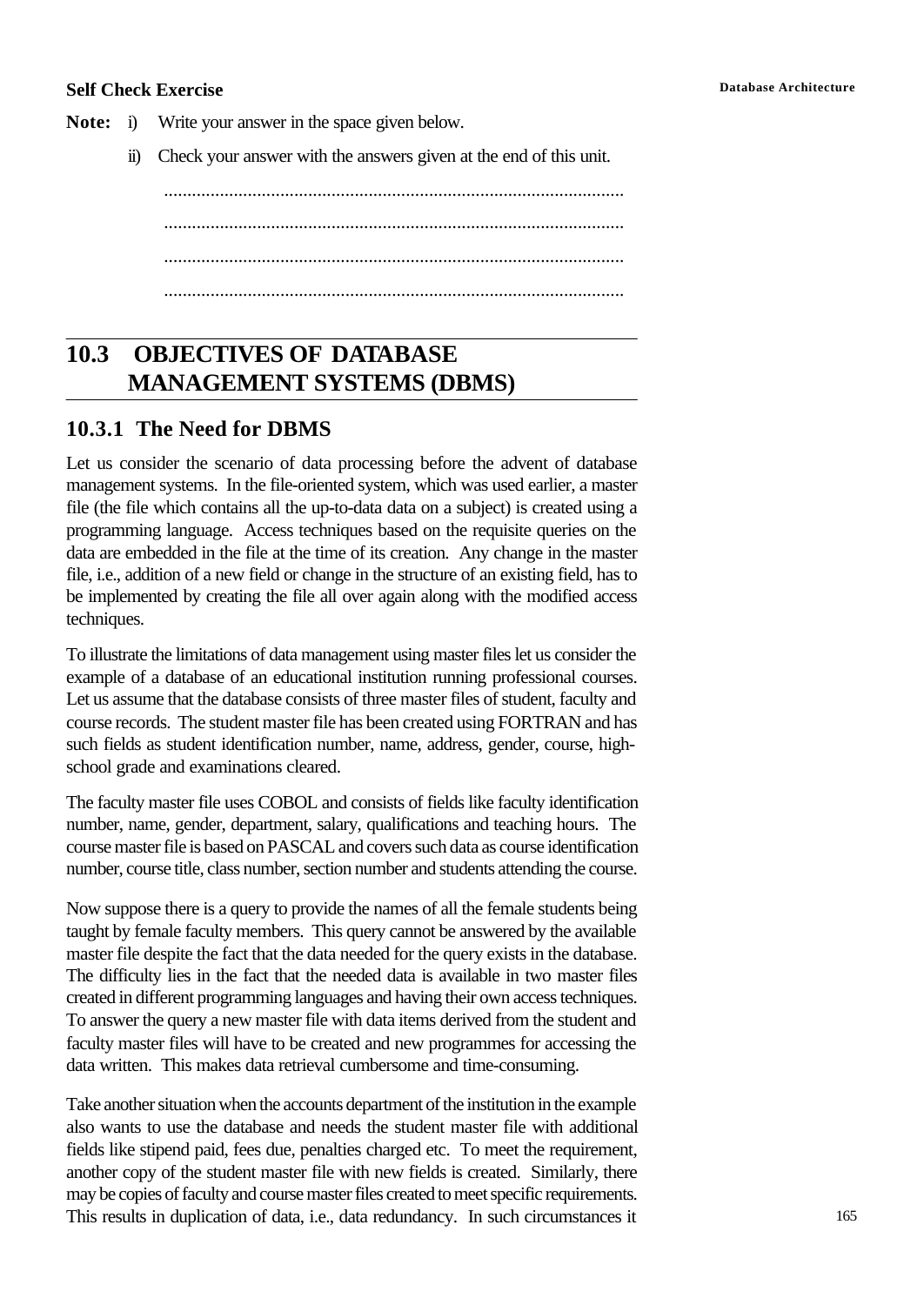**Self Check Exercise**

**Note:** i) Write your answer in the space given below.

ii) Check your answer with the answers given at the end of this unit.

...................................................................................................

...................................................................................................

...................................................................................................

...................................................................................................

## 10.3 OBJECTIVES OF DATABASE MANAGEMENT SYSTEMS (DBMS)

### 10.3.1 The Need for DBMS

Let us consider the scenario of data processing before the advent of database management systems. In the file-oriented system, which was used earlier, a master file (the file which contains all the up-to-data data on a subject) is created using a programming language. Access techniques based on the requisite queries on the data are embedded in the file at the time of its creation. Any change in the master file, i.e., addition of a new field or change in the structure of an existing field, has to be implemented by creating the file all over again along with the modified access techniques.

To illustrate the limitations of data management using master files let us consider the example of a database of an educational institution running professional courses. Let us assume that the database consists of three master files of student, faculty and course records. The student master file has been created using FORTRAN and has such fields as student identification number, name, address, gender, course, high-school grade and examinations cleared.

The faculty master file uses COBOL and consists of fields like faculty identification number, name, gender, department, salary, qualifications and teaching hours. The course master file is based on PASCAL and covers such data as course identification number, course title, class number, section number and students attending the course.

Now suppose there is a query to provide the names of all the female students being taught by female faculty members. This query cannot be answered by the available master file despite the fact that the data needed for the query exists in the database. The difficulty lies in the fact that the needed data is available in two master files created in different programming languages and having their own access techniques. To answer the query a new master file with data items derived from the student and faculty master files will have to be created and new programmes for accessing the data written. This makes data retrieval cumbersome and time-consuming.

Take another situation when the accounts department of the institution in the example also wants to use the database and needs the student master file with additional fields like stipend paid, fees due, penalties charged etc. To meet the requirement, another copy of the student master file with new fields is created. Similarly, there may be copies of faculty and course master files created to meet specific requirements. This results in duplication of data, i.e., data redundancy. In such circumstances it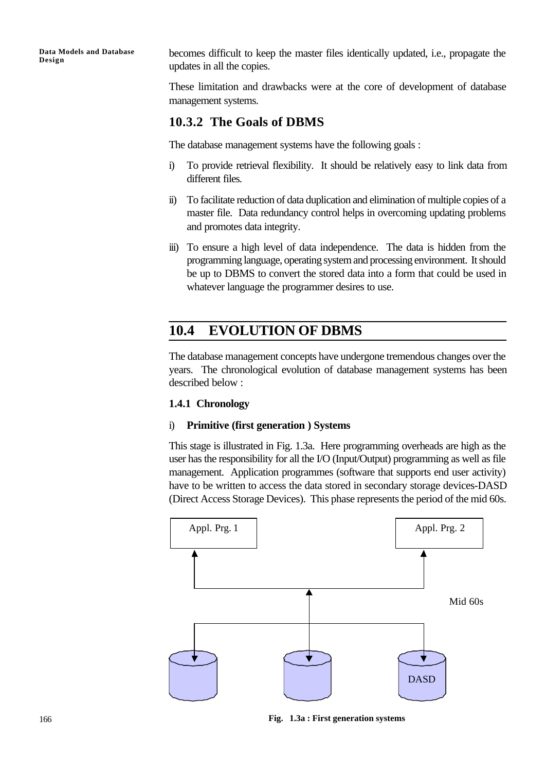becomes difficult to keep the master files identically updated, i.e., propagate the updates in all the copies.

These limitation and drawbacks were at the core of development of database management systems.

### 10.3.2 The Goals of DBMS

The database management systems have the following goals :

i) To provide retrieval flexibility. It should be relatively easy to link data from different files.

ii) To facilitate reduction of data duplication and elimination of multiple copies of a master file. Data redundancy control helps in overcoming updating problems and promotes data integrity.

iii) To ensure a high level of data independence. The data is hidden from the programming language, operating system and processing environment. It should be up to DBMS to convert the stored data into a form that could be used in whatever language the programmer desires to use.

## 10.4 EVOLUTION OF DBMS

The database management concepts have undergone tremendous changes over the years. The chronological evolution of database management systems has been described below :

#### 1.4.1 Chronology

i) **Primitive (first generation ) Systems**

This stage is illustrated in Fig. 1.3a. Here programming overheads are high as the user has the responsibility for all the I/O (Input/Output) programming as well as file management. Application programmes (software that supports end user activity) have to be written to access the data stored in secondary storage devices-DASD (Direct Access Storage Devices). This phase represents the period of the mid 60s.

Appl. Prg. 1 &nbsp;&nbsp;&nbsp; Appl. Prg. 2

Mid 60s

DASD

**Fig. 1.3a : First generation systems**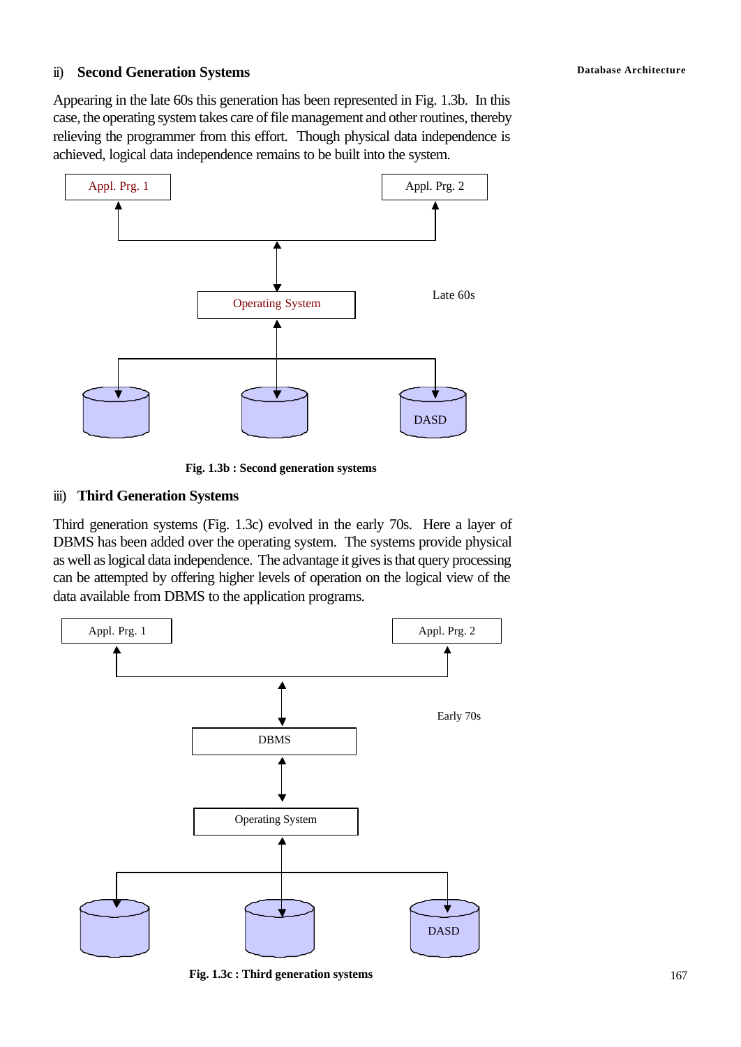### ii) Second Generation Systems

Appearing in the late 60s this generation has been represented in Fig. 1.3b. In this case, the operating system takes care of file management and other routines, thereby relieving the programmer from this effort. Though physical data independence is achieved, logical data independence remains to be built into the system.

Appl. Prg. 1

Appl. Prg. 2

Operating System

Late 60s

DASD

**Fig. 1.3b : Second generation systems**

### iii) Third Generation Systems

Third generation systems (Fig. 1.3c) evolved in the early 70s. Here a layer of DBMS has been added over the operating system. The systems provide physical as well as logical data independence. The advantage it gives is that query processing can be attempted by offering higher levels of operation on the logical view of the data available from DBMS to the application programs.

Appl. Prg. 1

Appl. Prg. 2

Early 70s

DBMS

Operating System

DASD

**Fig. 1.3c : Third generation systems**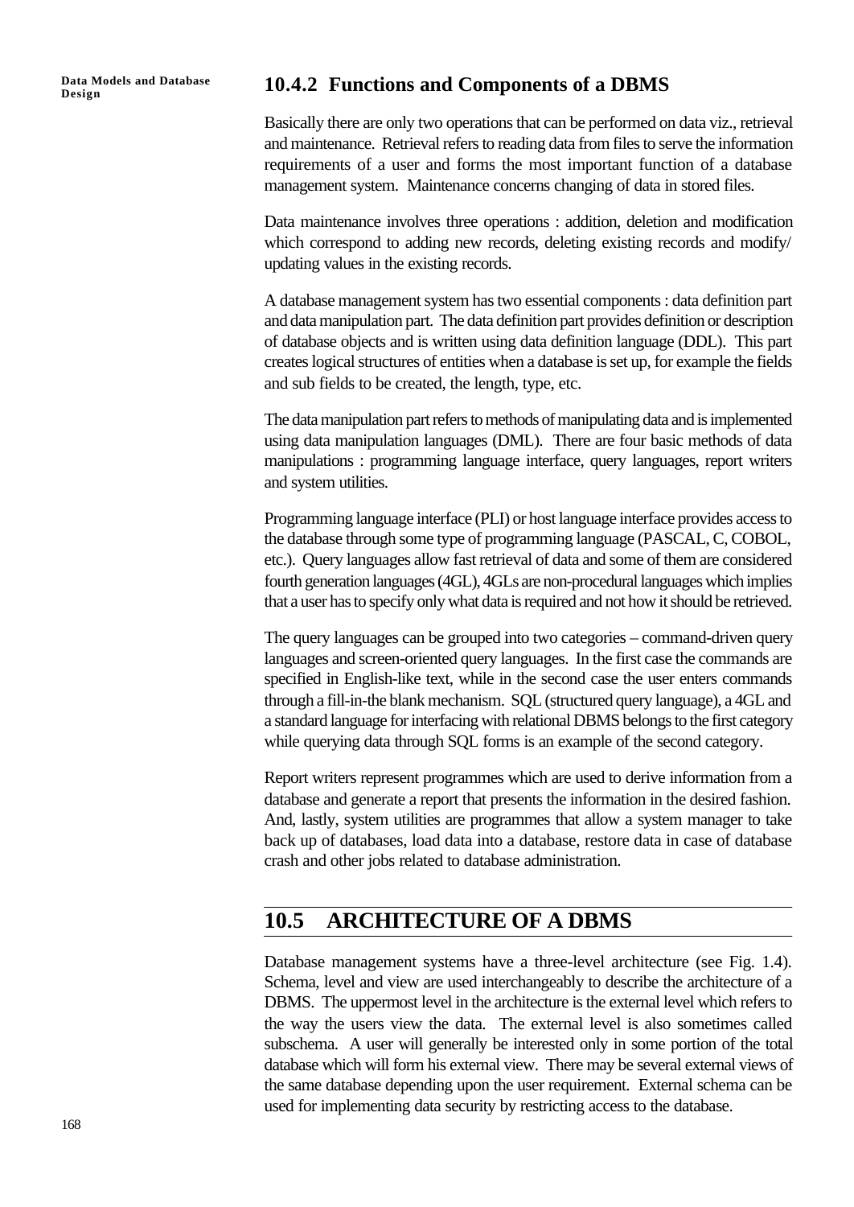### 10.4.2 Functions and Components of a DBMS

Basically there are only two operations that can be performed on data viz., retrieval and maintenance. Retrieval refers to reading data from files to serve the information requirements of a user and forms the most important function of a database management system. Maintenance concerns changing of data in stored files.

Data maintenance involves three operations : addition, deletion and modification which correspond to adding new records, deleting existing records and modify/ updating values in the existing records.

A database management system has two essential components : data definition part and data manipulation part. The data definition part provides definition or description of database objects and is written using data definition language (DDL). This part creates logical structures of entities when a database is set up, for example the fields and sub fields to be created, the length, type, etc.

The data manipulation part refers to methods of manipulating data and is implemented using data manipulation languages (DML). There are four basic methods of data manipulations : programming language interface, query languages, report writers and system utilities.

Programming language interface (PLI) or host language interface provides access to the database through some type of programming language (PASCAL, C, COBOL, etc.). Query languages allow fast retrieval of data and some of them are considered fourth generation languages (4GL), 4GLs are non-procedural languages which implies that a user has to specify only what data is required and not how it should be retrieved.

The query languages can be grouped into two categories – command-driven query languages and screen-oriented query languages. In the first case the commands are specified in English-like text, while in the second case the user enters commands through a fill-in-the blank mechanism. SQL (structured query language), a 4GL and a standard language for interfacing with relational DBMS belongs to the first category while querying data through SQL forms is an example of the second category.

Report writers represent programmes which are used to derive information from a database and generate a report that presents the information in the desired fashion. And, lastly, system utilities are programmes that allow a system manager to take back up of databases, load data into a database, restore data in case of database crash and other jobs related to database administration.

## 10.5 ARCHITECTURE OF A DBMS

Database management systems have a three-level architecture (see Fig. 1.4). Schema, level and view are used interchangeably to describe the architecture of a DBMS. The uppermost level in the architecture is the external level which refers to the way the users view the data. The external level is also sometimes called subschema. A user will generally be interested only in some portion of the total database which will form his external view. There may be several external views of the same database depending upon the user requirement. External schema can be used for implementing data security by restricting access to the database.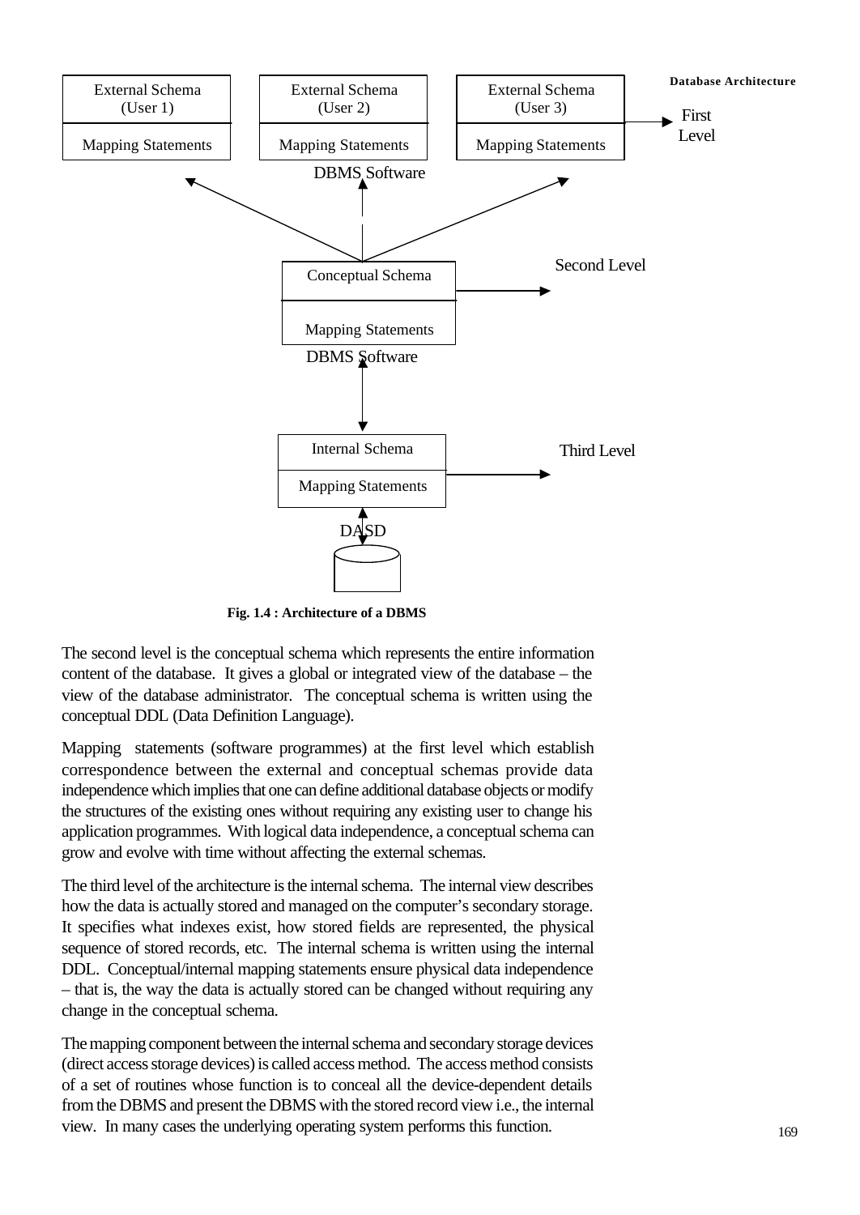Fig. 1.4 : Architecture of a DBMS

The second level is the conceptual schema which represents the entire information content of the database. It gives a global or integrated view of the database – the view of the database administrator. The conceptual schema is written using the conceptual DDL (Data Definition Language).

Mapping statements (software programmes) at the first level which establish correspondence between the external and conceptual schemas provide data independence which implies that one can define additional database objects or modify the structures of the existing ones without requiring any existing user to change his application programmes. With logical data independence, a conceptual schema can grow and evolve with time without affecting the external schemas.

The third level of the architecture is the internal schema. The internal view describes how the data is actually stored and managed on the computer's secondary storage. It specifies what indexes exist, how stored fields are represented, the physical sequence of stored records, etc. The internal schema is written using the internal DDL. Conceptual/internal mapping statements ensure physical data independence – that is, the way the data is actually stored can be changed without requiring any change in the conceptual schema.

The mapping component between the internal schema and secondary storage devices (direct access storage devices) is called access method. The access method consists of a set of routines whose function is to conceal all the device-dependent details from the DBMS and present the DBMS with the stored record view i.e., the internal view. In many cases the underlying operating system performs this function.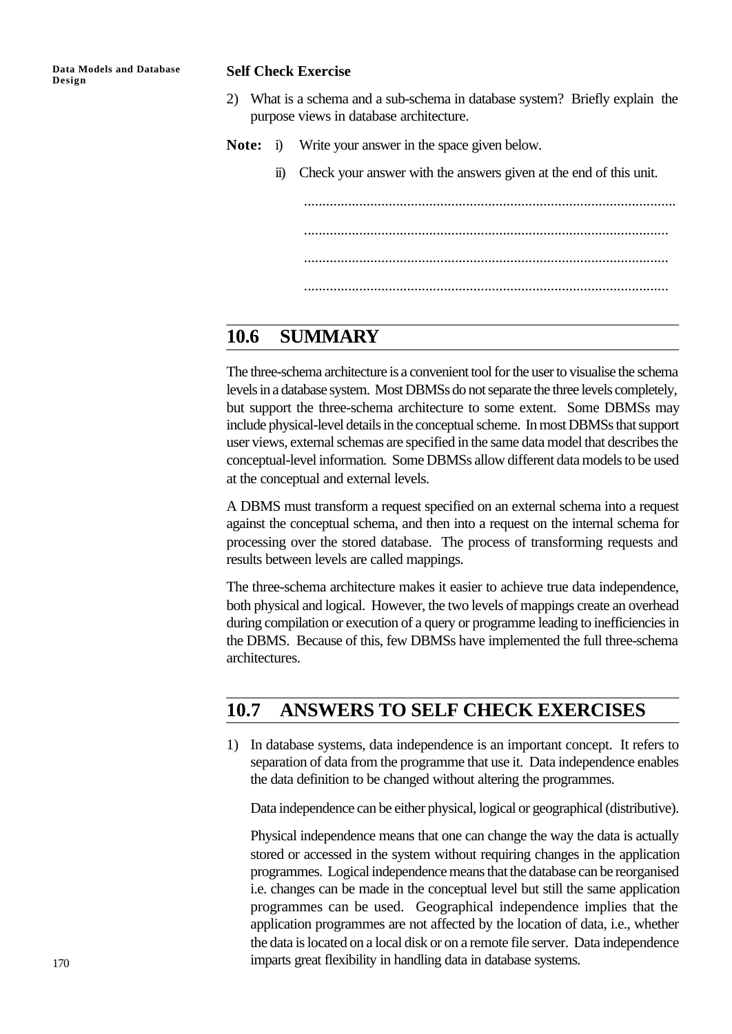**Self Check Exercise**

2) What is a schema and a sub-schema in database system? Briefly explain the purpose views in database architecture.

**Note:** i) Write your answer in the space given below.

ii) Check your answer with the answers given at the end of this unit.

....................................................................................................

....................................................................................................

....................................................................................................

....................................................................................................

## 10.6 SUMMARY

The three-schema architecture is a convenient tool for the user to visualise the schema levels in a database system. Most DBMSs do not separate the three levels completely, but support the three-schema architecture to some extent. Some DBMSs may include physical-level details in the conceptual scheme. In most DBMSs that support user views, external schemas are specified in the same data model that describes the conceptual-level information. Some DBMSs allow different data models to be used at the conceptual and external levels.

A DBMS must transform a request specified on an external schema into a request against the conceptual schema, and then into a request on the internal schema for processing over the stored database. The process of transforming requests and results between levels are called mappings.

The three-schema architecture makes it easier to achieve true data independence, both physical and logical. However, the two levels of mappings create an overhead during compilation or execution of a query or programme leading to inefficiencies in the DBMS. Because of this, few DBMSs have implemented the full three-schema architectures.

## 10.7 ANSWERS TO SELF CHECK EXERCISES

1) In database systems, data independence is an important concept. It refers to separation of data from the programme that use it. Data independence enables the data definition to be changed without altering the programmes.

   Data independence can be either physical, logical or geographical (distributive).

   Physical independence means that one can change the way the data is actually stored or accessed in the system without requiring changes in the application programmes. Logical independence means that the database can be reorganised i.e. changes can be made in the conceptual level but still the same application programmes can be used. Geographical independence implies that the application programmes are not affected by the location of data, i.e., whether the data is located on a local disk or on a remote file server. Data independence imparts great flexibility in handling data in database systems.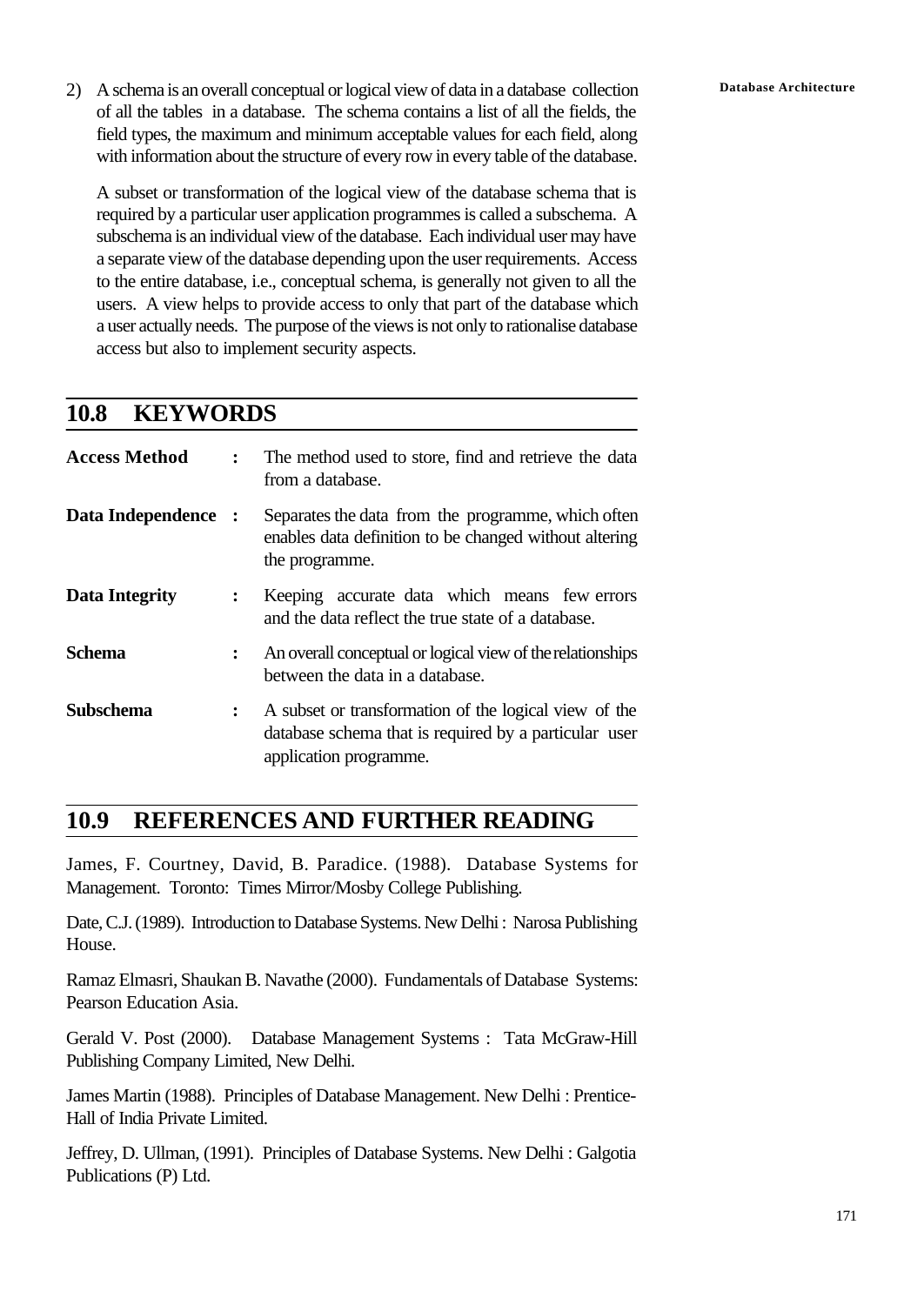2) A schema is an overall conceptual or logical view of data in a database collection of all the tables in a database. The schema contains a list of all the fields, the field types, the maximum and minimum acceptable values for each field, along with information about the structure of every row in every table of the database.

   A subset or transformation of the logical view of the database schema that is required by a particular user application programmes is called a subschema. A subschema is an individual view of the database. Each individual user may have a separate view of the database depending upon the user requirements. Access to the entire database, i.e., conceptual schema, is generally not given to all the users. A view helps to provide access to only that part of the database which a user actually needs. The purpose of the views is not only to rationalise database access but also to implement security aspects.

## 10.8 KEYWORDS

**Access Method** : The method used to store, find and retrieve the data from a database.

**Data Independence** : Separates the data from the programme, which often enables data definition to be changed without altering the programme.

**Data Integrity** : Keeping accurate data which means few errors and the data reflect the true state of a database.

**Schema** : An overall conceptual or logical view of the relationships between the data in a database.

**Subschema** : A subset or transformation of the logical view of the database schema that is required by a particular user application programme.

## 10.9 REFERENCES AND FURTHER READING

James, F. Courtney, David, B. Paradice. (1988). Database Systems for Management. Toronto: Times Mirror/Mosby College Publishing.

Date, C.J. (1989). Introduction to Database Systems. New Delhi : Narosa Publishing House.

Ramaz Elmasri, Shaukan B. Navathe (2000). Fundamentals of Database Systems: Pearson Education Asia.

Gerald V. Post (2000). Database Management Systems : Tata McGraw-Hill Publishing Company Limited, New Delhi.

James Martin (1988). Principles of Database Management. New Delhi : Prentice-Hall of India Private Limited.

Jeffrey, D. Ullman, (1991). Principles of Database Systems. New Delhi : Galgotia Publications (P) Ltd.